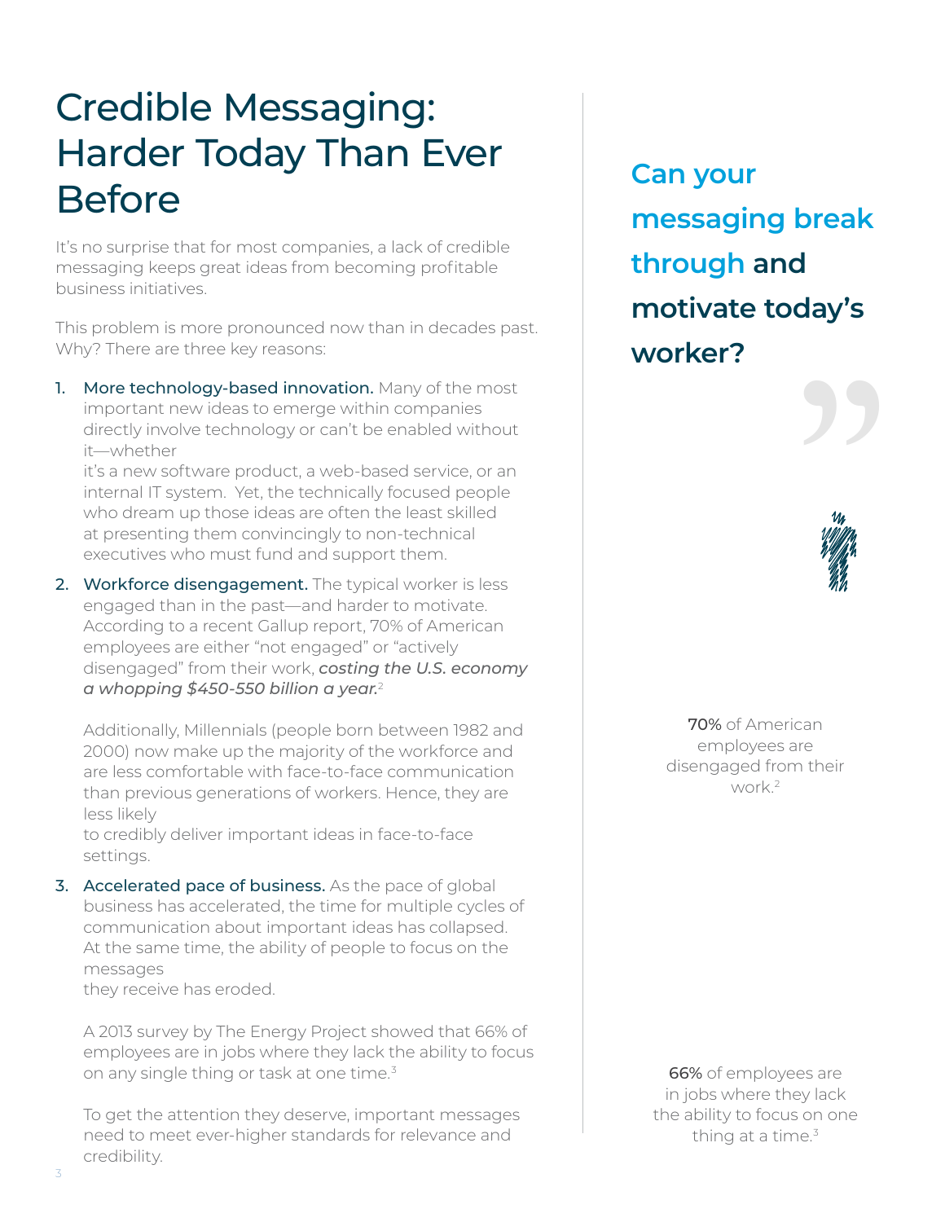# Credible Messaging: Harder Today Than Ever Before

It's no surprise that for most companies, a lack of credible messaging keeps great ideas from becoming profitable business initiatives.

This problem is more pronounced now than in decades past. Why? There are three key reasons:

1. More technology-based innovation. Many of the most important new ideas to emerge within companies directly involve technology or can't be enabled without it—whether it's a new software product, a web-based service, or an internal IT system. Yet, the technically focused people who dream up those ideas are often the least skilled at presenting them convincingly to non-technical executives who must fund and support them.

2. Workforce disengagement. The typical worker is less engaged than in the past—and harder to motivate. According to a recent Gallup report, 70% of American employees are either "not engaged" or "actively disengaged" from their work, ***costing the U.S. economy a whopping $450-550 billion a year.***[2]

   Additionally, Millennials (people born between 1982 and 2000) now make up the majority of the workforce and are less comfortable with face-to-face communication than previous generations of workers. Hence, they are less likely to credibly deliver important ideas in face-to-face settings.

3. Accelerated pace of business. As the pace of global business has accelerated, the time for multiple cycles of communication about important ideas has collapsed. At the same time, the ability of people to focus on the messages they receive has eroded.

   A 2013 survey by The Energy Project showed that 66% of employees are in jobs where they lack the ability to focus on any single thing or task at one time.[3]

   To get the attention they deserve, important messages need to meet ever-higher standards for relevance and credibility.

**Can your messaging break through and motivate today's worker?**

**70%** of American employees are disengaged from their work.[2]

**66%** of employees are in jobs where they lack the ability to focus on one thing at a time.[3]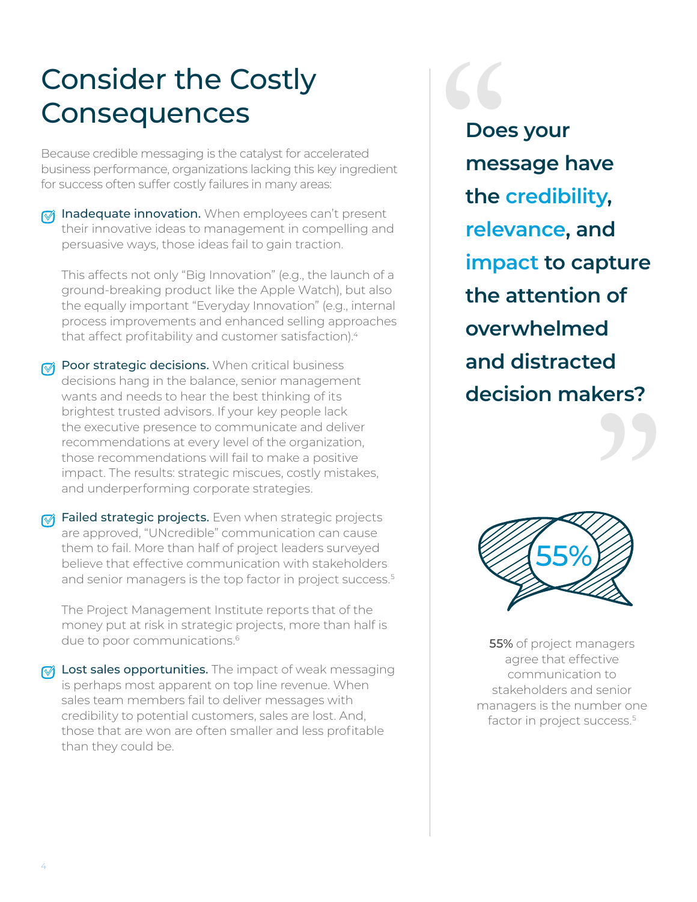# Consider the Costly Consequences

Because credible messaging is the catalyst for accelerated business performance, organizations lacking this key ingredient for success often suffer costly failures in many areas:

- **Inadequate innovation.** When employees can't present their innovative ideas to management in compelling and persuasive ways, those ideas fail to gain traction.

  This affects not only "Big Innovation" (e.g., the launch of a ground-breaking product like the Apple Watch), but also the equally important "Everyday Innovation" (e.g., internal process improvements and enhanced selling approaches that affect profitability and customer satisfaction).[4]

- **Poor strategic decisions.** When critical business decisions hang in the balance, senior management wants and needs to hear the best thinking of its brightest trusted advisors. If your key people lack the executive presence to communicate and deliver recommendations at every level of the organization, those recommendations will fail to make a positive impact. The results: strategic miscues, costly mistakes, and underperforming corporate strategies.

- **Failed strategic projects.** Even when strategic projects are approved, "UNcredible" communication can cause them to fail. More than half of project leaders surveyed believe that effective communication with stakeholders and senior managers is the top factor in project success.[5]

  The Project Management Institute reports that of the money put at risk in strategic projects, more than half is due to poor communications.[6]

- **Lost sales opportunities.** The impact of weak messaging is perhaps most apparent on top line revenue. When sales team members fail to deliver messages with credibility to potential customers, sales are lost. And, those that are won are often smaller and less profitable than they could be.

> **Does your message have the credibility, relevance, and impact to capture the attention of overwhelmed and distracted decision makers?**

55%

55% of project managers agree that effective communication to stakeholders and senior managers is the number one factor in project success.[5]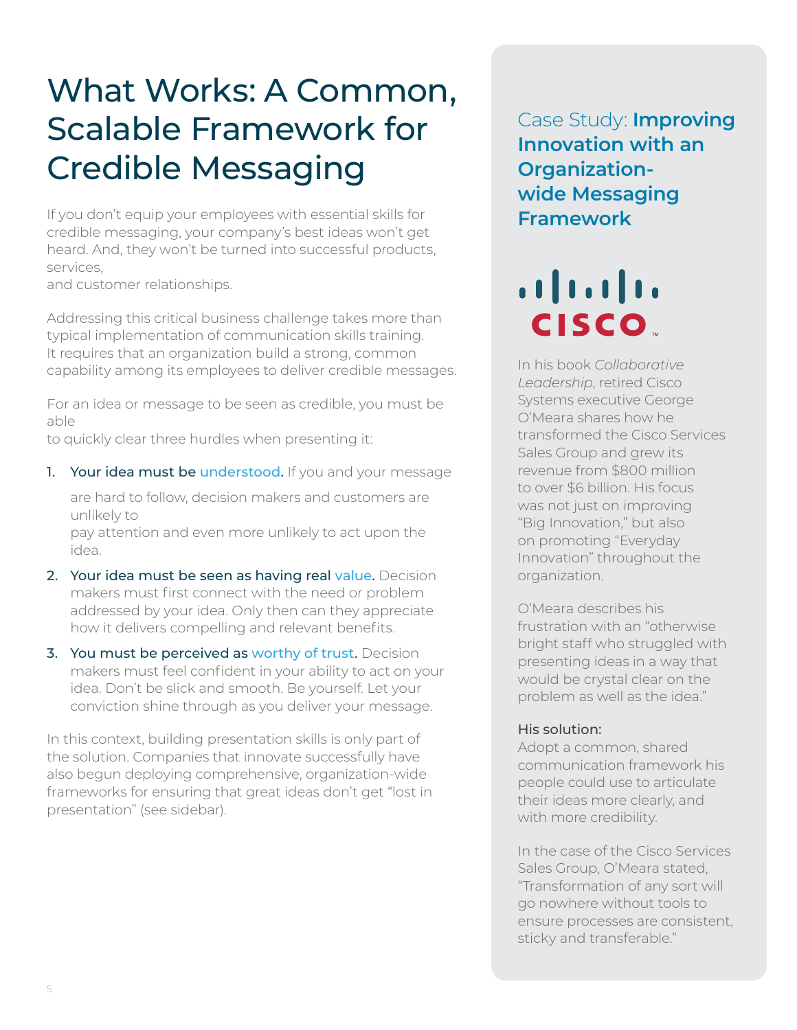# What Works: A Common, Scalable Framework for Credible Messaging

If you don't equip your employees with essential skills for credible messaging, your company's best ideas won't get heard. And, they won't be turned into successful products, services, and customer relationships.

Addressing this critical business challenge takes more than typical implementation of communication skills training. It requires that an organization build a strong, common capability among its employees to deliver credible messages.

For an idea or message to be seen as credible, you must be able to quickly clear three hurdles when presenting it:

1. **Your idea must be understood.** If you and your message are hard to follow, decision makers and customers are unlikely to pay attention and even more unlikely to act upon the idea.
2. **Your idea must be seen as having real value.** Decision makers must first connect with the need or problem addressed by your idea. Only then can they appreciate how it delivers compelling and relevant benefits.
3. **You must be perceived as worthy of trust.** Decision makers must feel confident in your ability to act on your idea. Don't be slick and smooth. Be yourself. Let your conviction shine through as you deliver your message.

In this context, building presentation skills is only part of the solution. Companies that innovate successfully have also begun deploying comprehensive, organization-wide frameworks for ensuring that great ideas don't get "lost in presentation" (see sidebar).

## Case Study: **Improving Innovation with an Organization-wide Messaging Framework**

CISCO

In his book *Collaborative Leadership*, retired Cisco Systems executive George O'Meara shares how he transformed the Cisco Services Sales Group and grew its revenue from $800 million to over $6 billion. His focus was not just on improving "Big Innovation," but also on promoting "Everyday Innovation" throughout the organization.

O'Meara describes his frustration with an "otherwise bright staff who struggled with presenting ideas in a way that would be crystal clear on the problem as well as the idea."

**His solution:**
Adopt a common, shared communication framework his people could use to articulate their ideas more clearly, and with more credibility.

In the case of the Cisco Services Sales Group, O'Meara stated, "Transformation of any sort will go nowhere without tools to ensure processes are consistent, sticky and transferable."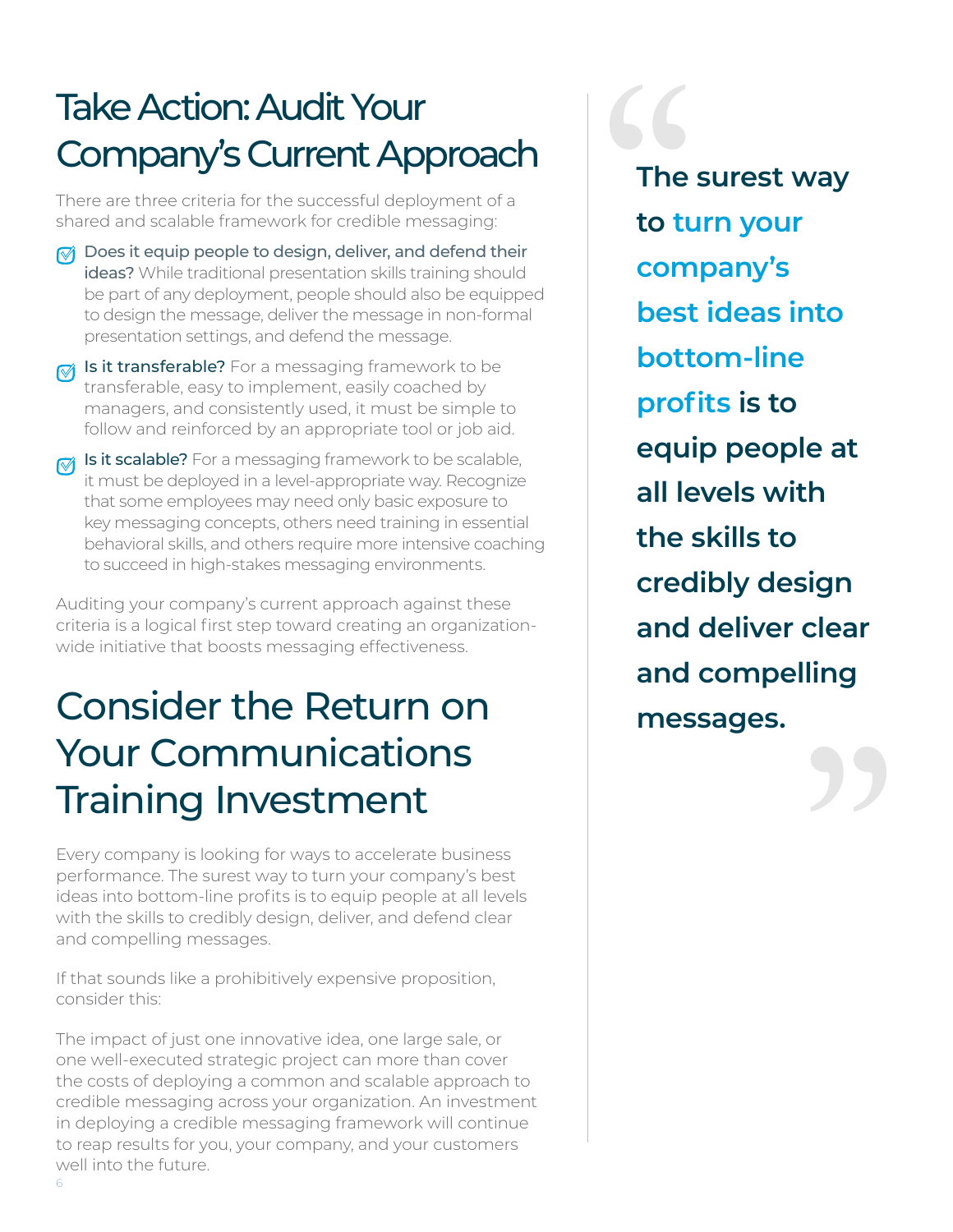## Take Action: Audit Your Company's Current Approach

There are three criteria for the successful deployment of a shared and scalable framework for credible messaging:

- **Does it equip people to design, deliver, and defend their ideas?** While traditional presentation skills training should be part of any deployment, people should also be equipped to design the message, deliver the message in non-formal presentation settings, and defend the message.
- **Is it transferable?** For a messaging framework to be transferable, easy to implement, easily coached by managers, and consistently used, it must be simple to follow and reinforced by an appropriate tool or job aid.
- **Is it scalable?** For a messaging framework to be scalable, it must be deployed in a level-appropriate way. Recognize that some employees may need only basic exposure to key messaging concepts, others need training in essential behavioral skills, and others require more intensive coaching to succeed in high-stakes messaging environments.

Auditing your company's current approach against these criteria is a logical first step toward creating an organization-wide initiative that boosts messaging effectiveness.

## Consider the Return on Your Communications Training Investment

Every company is looking for ways to accelerate business performance. The surest way to turn your company's best ideas into bottom-line profits is to equip people at all levels with the skills to credibly design, deliver, and defend clear and compelling messages.

If that sounds like a prohibitively expensive proposition, consider this:

The impact of just one innovative idea, one large sale, or one well-executed strategic project can more than cover the costs of deploying a common and scalable approach to credible messaging across your organization. An investment in deploying a credible messaging framework will continue to reap results for you, your company, and your customers well into the future.

> **"The surest way to turn your company's best ideas into bottom-line profits is to equip people at all levels with the skills to credibly design and deliver clear and compelling messages."**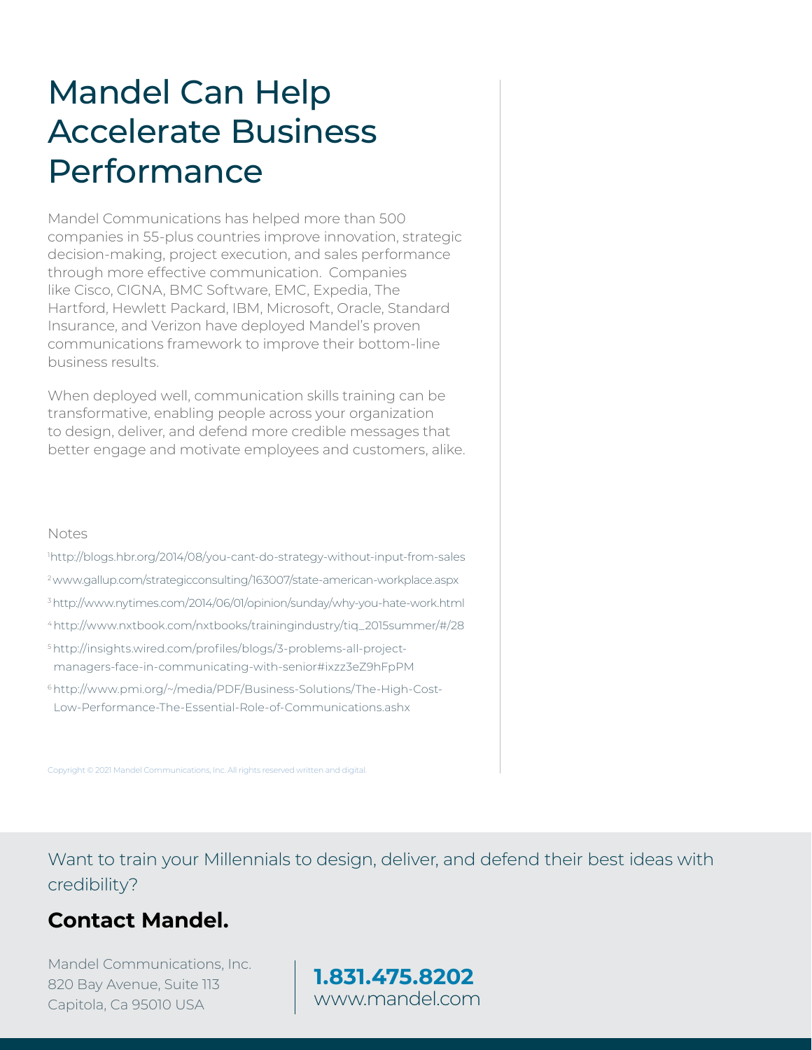# Mandel Can Help Accelerate Business Performance

Mandel Communications has helped more than 500 companies in 55-plus countries improve innovation, strategic decision-making, project execution, and sales performance through more effective communication. Companies like Cisco, CIGNA, BMC Software, EMC, Expedia, The Hartford, Hewlett Packard, IBM, Microsoft, Oracle, Standard Insurance, and Verizon have deployed Mandel's proven communications framework to improve their bottom-line business results.

When deployed well, communication skills training can be transformative, enabling people across your organization to design, deliver, and defend more credible messages that better engage and motivate employees and customers, alike.

Notes

[1] http://blogs.hbr.org/2014/08/you-cant-do-strategy-without-input-from-sales

[2] www.gallup.com/strategicconsulting/163007/state-american-workplace.aspx

[3] http://www.nytimes.com/2014/06/01/opinion/sunday/why-you-hate-work.html

[4] http://www.nxtbook.com/nxtbooks/trainingindustry/tiq_2015summer/#/28

[5] http://insights.wired.com/profiles/blogs/3-problems-all-project-managers-face-in-communicating-with-senior#ixzz3eZ9hFpPM

[6] http://www.pmi.org/~/media/PDF/Business-Solutions/The-High-Cost-Low-Performance-The-Essential-Role-of-Communications.ashx

Copyright © 2021 Mandel Communications, Inc. All rights reserved written and digital.

Want to train your Millennials to design, deliver, and defend their best ideas with credibility?

## Contact Mandel.

Mandel Communications, Inc.
820 Bay Avenue, Suite 113
Capitola, Ca 95010 USA

**1.831.475.8202**
www.mandel.com